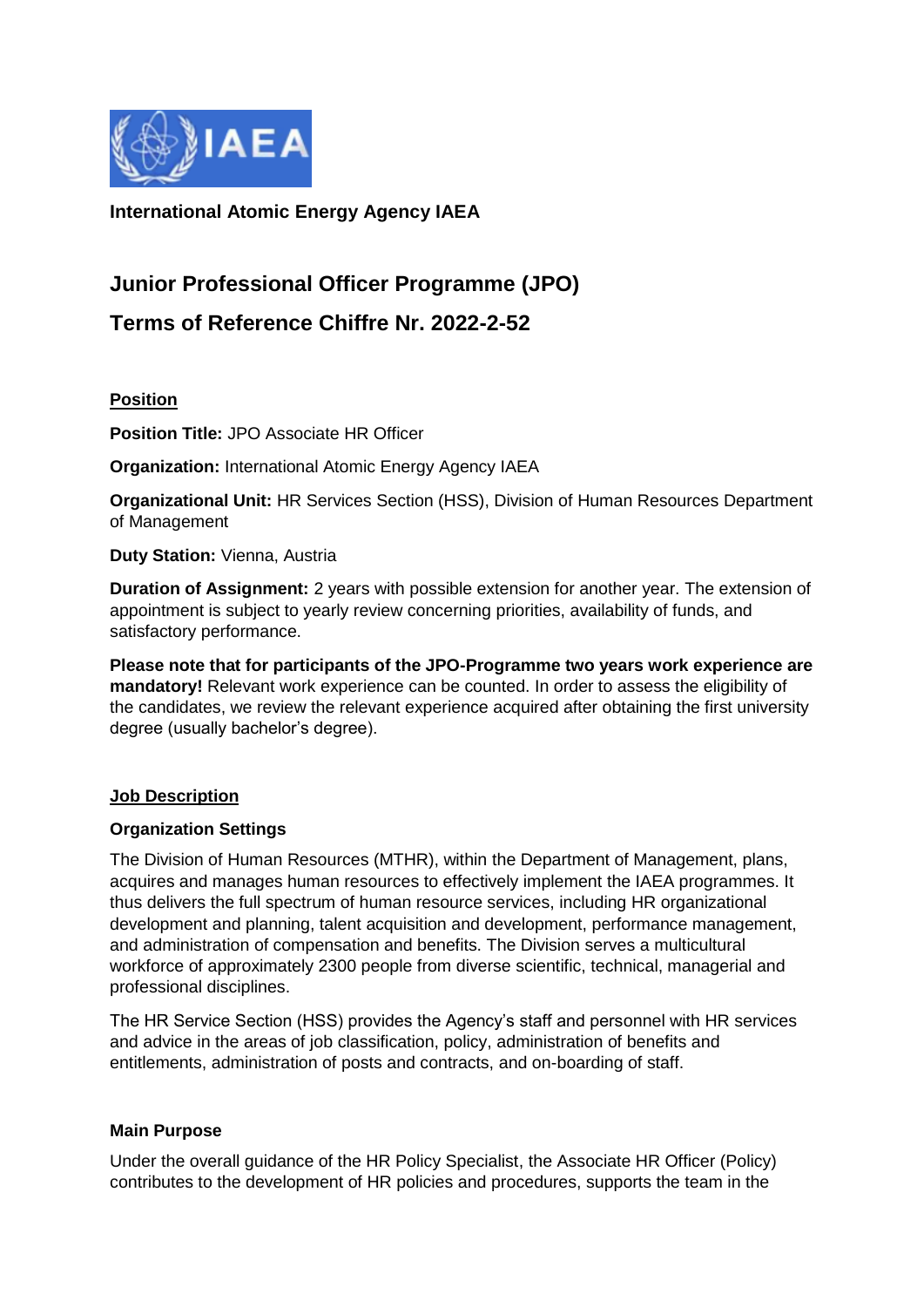**International Atomic Energy Agency IAEA**

# Junior Professional Officer Programme (JPO)

# Terms of Reference Chiffre Nr. 2022-2-52

## Position

**Position Title:** JPO Associate HR Officer

**Organization:** International Atomic Energy Agency IAEA

**Organizational Unit:** HR Services Section (HSS), Division of Human Resources Department of Management

**Duty Station:** Vienna, Austria

**Duration of Assignment:** 2 years with possible extension for another year. The extension of appointment is subject to yearly review concerning priorities, availability of funds, and satisfactory performance.

**Please note that for participants of the JPO-Programme two years work experience are mandatory!** Relevant work experience can be counted. In order to assess the eligibility of the candidates, we review the relevant experience acquired after obtaining the first university degree (usually bachelor's degree).

## Job Description

### Organization Settings

The Division of Human Resources (MTHR), within the Department of Management, plans, acquires and manages human resources to effectively implement the IAEA programmes. It thus delivers the full spectrum of human resource services, including HR organizational development and planning, talent acquisition and development, performance management, and administration of compensation and benefits. The Division serves a multicultural workforce of approximately 2300 people from diverse scientific, technical, managerial and professional disciplines.

The HR Service Section (HSS) provides the Agency's staff and personnel with HR services and advice in the areas of job classification, policy, administration of benefits and entitlements, administration of posts and contracts, and on-boarding of staff.

### Main Purpose

Under the overall guidance of the HR Policy Specialist, the Associate HR Officer (Policy) contributes to the development of HR policies and procedures, supports the team in the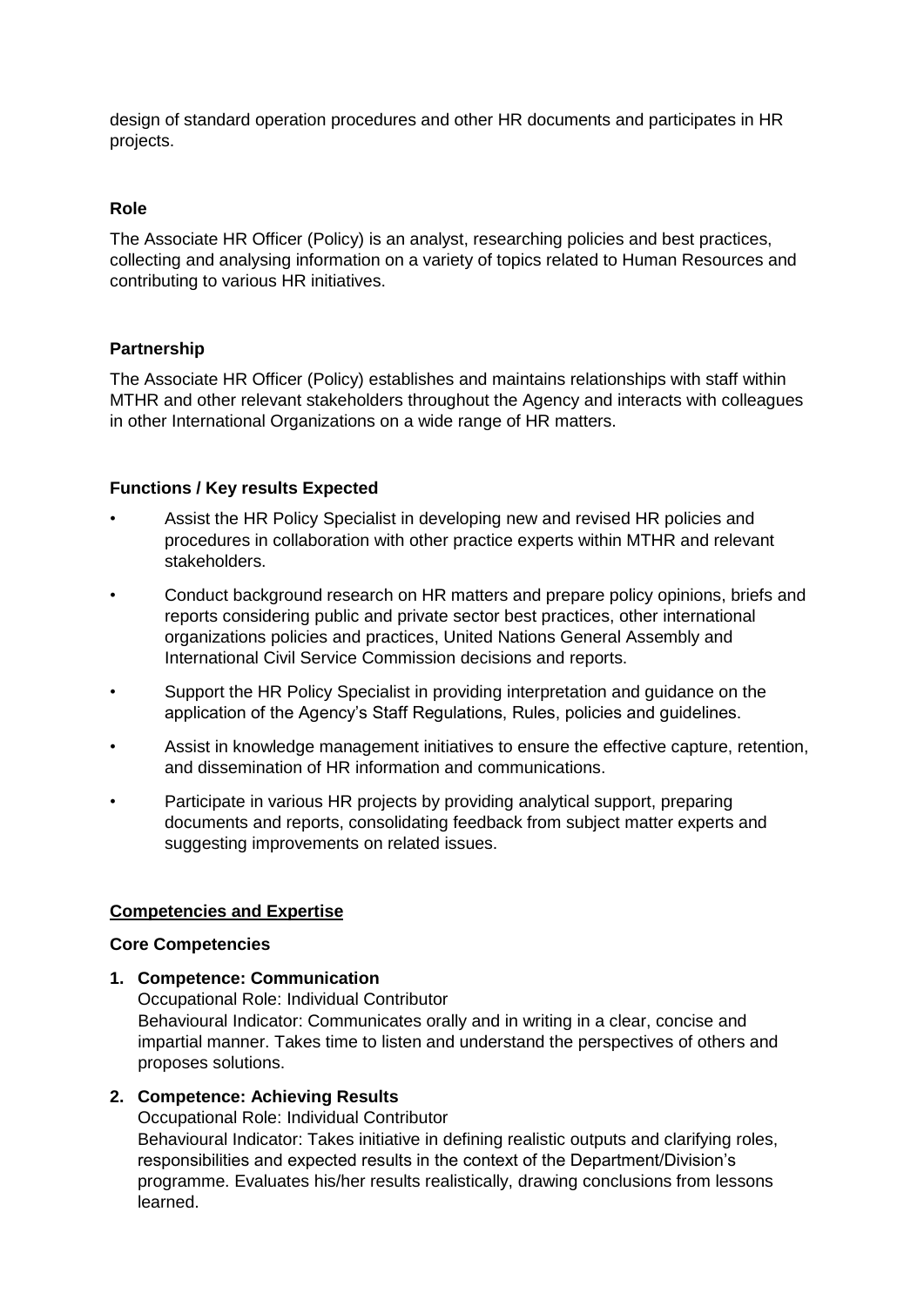design of standard operation procedures and other HR documents and participates in HR projects.

**Role**

The Associate HR Officer (Policy) is an analyst, researching policies and best practices, collecting and analysing information on a variety of topics related to Human Resources and contributing to various HR initiatives.

**Partnership**

The Associate HR Officer (Policy) establishes and maintains relationships with staff within MTHR and other relevant stakeholders throughout the Agency and interacts with colleagues in other International Organizations on a wide range of HR matters.

**Functions / Key results Expected**

- Assist the HR Policy Specialist in developing new and revised HR policies and procedures in collaboration with other practice experts within MTHR and relevant stakeholders.
- Conduct background research on HR matters and prepare policy opinions, briefs and reports considering public and private sector best practices, other international organizations policies and practices, United Nations General Assembly and International Civil Service Commission decisions and reports.
- Support the HR Policy Specialist in providing interpretation and guidance on the application of the Agency's Staff Regulations, Rules, policies and guidelines.
- Assist in knowledge management initiatives to ensure the effective capture, retention, and dissemination of HR information and communications.
- Participate in various HR projects by providing analytical support, preparing documents and reports, consolidating feedback from subject matter experts and suggesting improvements on related issues.

**<u>Competencies and Expertise</u>**

**Core Competencies**

1. **Competence: Communication**
   Occupational Role: Individual Contributor
   Behavioural Indicator: Communicates orally and in writing in a clear, concise and impartial manner. Takes time to listen and understand the perspectives of others and proposes solutions.
2. **Competence: Achieving Results**
   Occupational Role: Individual Contributor
   Behavioural Indicator: Takes initiative in defining realistic outputs and clarifying roles, responsibilities and expected results in the context of the Department/Division's programme. Evaluates his/her results realistically, drawing conclusions from lessons learned.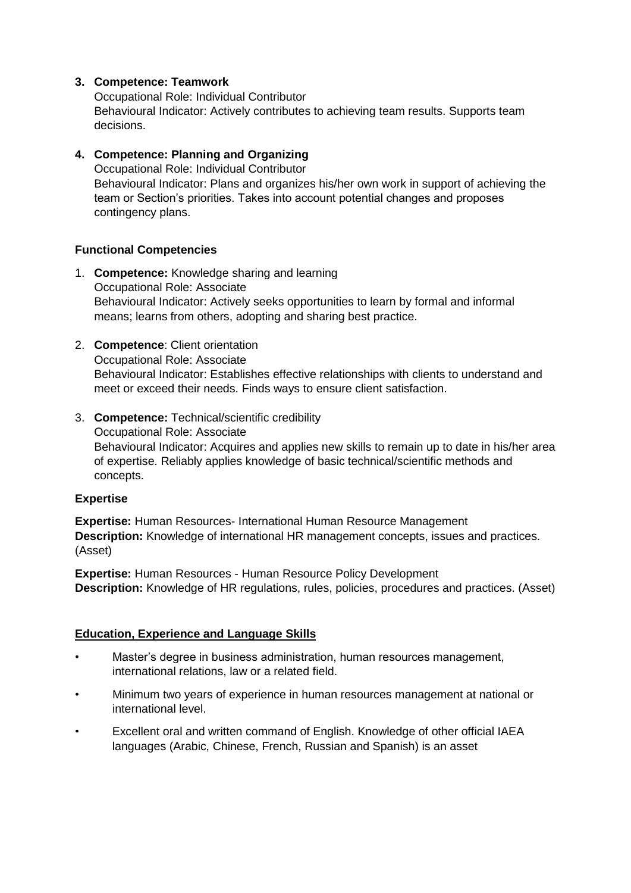3. **Competence: Teamwork**
   Occupational Role: Individual Contributor
   Behavioural Indicator: Actively contributes to achieving team results. Supports team decisions.

4. **Competence: Planning and Organizing**
   Occupational Role: Individual Contributor
   Behavioural Indicator: Plans and organizes his/her own work in support of achieving the team or Section's priorities. Takes into account potential changes and proposes contingency plans.

**Functional Competencies**

1. **Competence:** Knowledge sharing and learning
   Occupational Role: Associate
   Behavioural Indicator: Actively seeks opportunities to learn by formal and informal means; learns from others, adopting and sharing best practice.

2. **Competence**: Client orientation
   Occupational Role: Associate
   Behavioural Indicator: Establishes effective relationships with clients to understand and meet or exceed their needs. Finds ways to ensure client satisfaction.

3. **Competence:** Technical/scientific credibility
   Occupational Role: Associate
   Behavioural Indicator: Acquires and applies new skills to remain up to date in his/her area of expertise. Reliably applies knowledge of basic technical/scientific methods and concepts.

**Expertise**

**Expertise:** Human Resources- International Human Resource Management
**Description:** Knowledge of international HR management concepts, issues and practices. (Asset)

**Expertise:** Human Resources - Human Resource Policy Development
**Description:** Knowledge of HR regulations, rules, policies, procedures and practices. (Asset)

**Education, Experience and Language Skills**

- Master's degree in business administration, human resources management, international relations, law or a related field.
- Minimum two years of experience in human resources management at national or international level.
- Excellent oral and written command of English. Knowledge of other official IAEA languages (Arabic, Chinese, French, Russian and Spanish) is an asset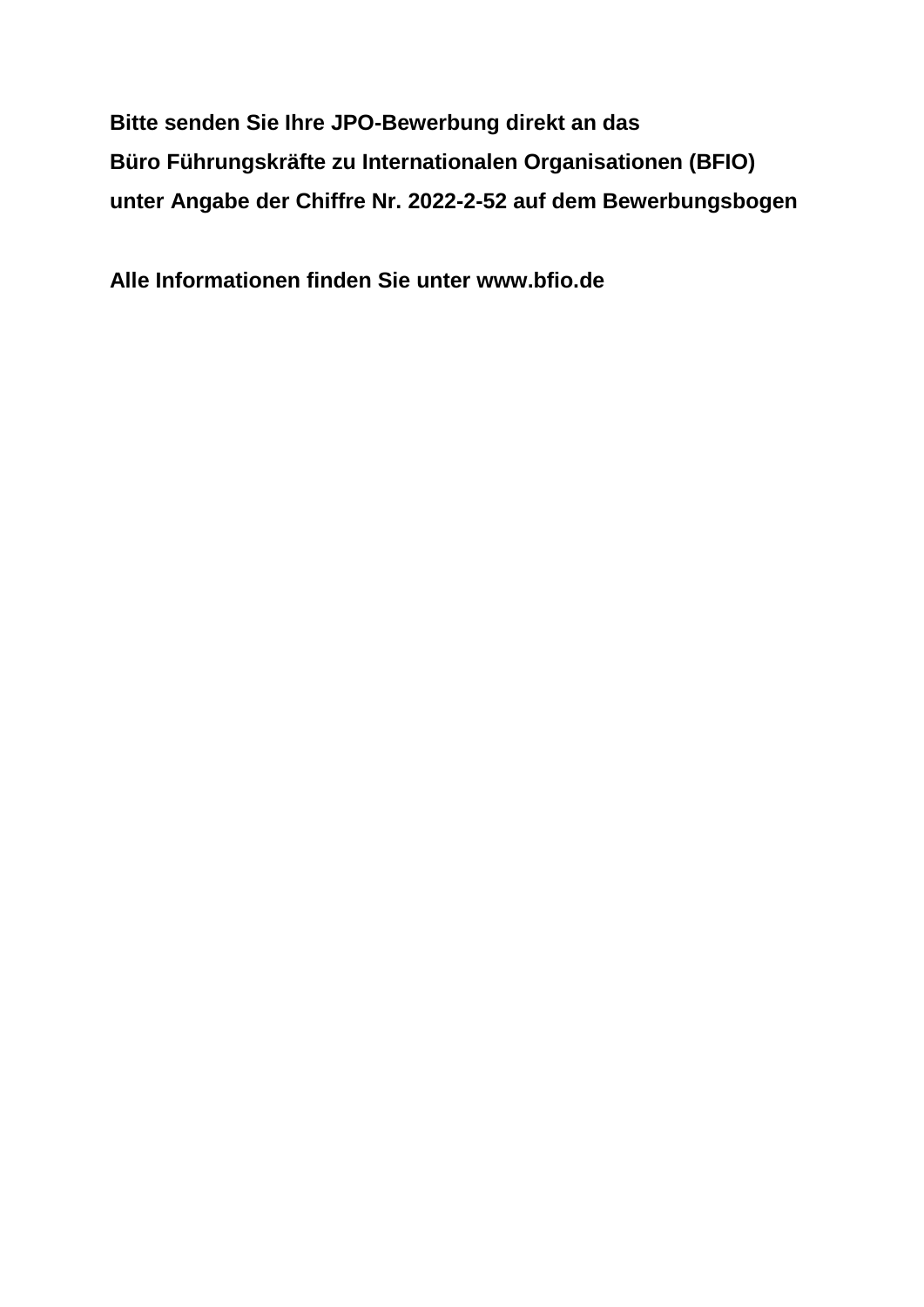**Bitte senden Sie Ihre JPO-Bewerbung direkt an das**
**Büro Führungskräfte zu Internationalen Organisationen (BFIO)**
**unter Angabe der Chiffre Nr. 2022-2-52 auf dem Bewerbungsbogen**

**Alle Informationen finden Sie unter www.bfio.de**